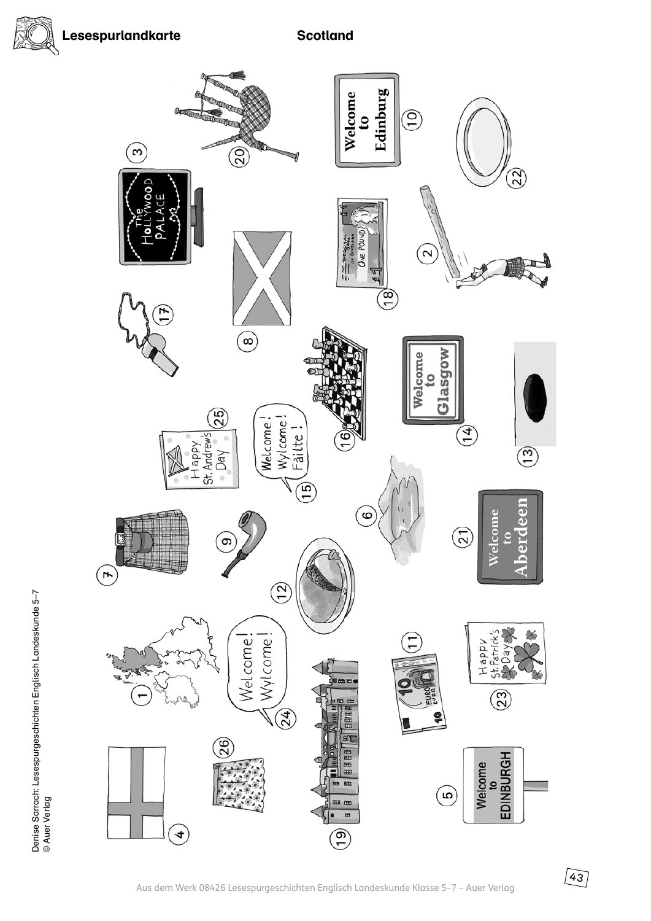# Lesespurlandkarte

## Scotland

Denise Sarrach: Lesespurgeschichten Englisch Landeskunde 5–7
© Auer Verlag

1

2

3 The Hollywood Palace

4

5 Welcome to EDINBURGH

6

7

8

9

10 Welcome to Edinburg

11

12

13

14 Welcome to Glasgow

15 Welcome! Wylcome! Fàilte!

16

17

18 The Royal Bank of Scotland – One Pound

19

20

21 Welcome to Aberdeen

22

23 Happy St. Patrick's Day

24 Welcome! Wylcome!

25 Happy St. Andrew's Day

26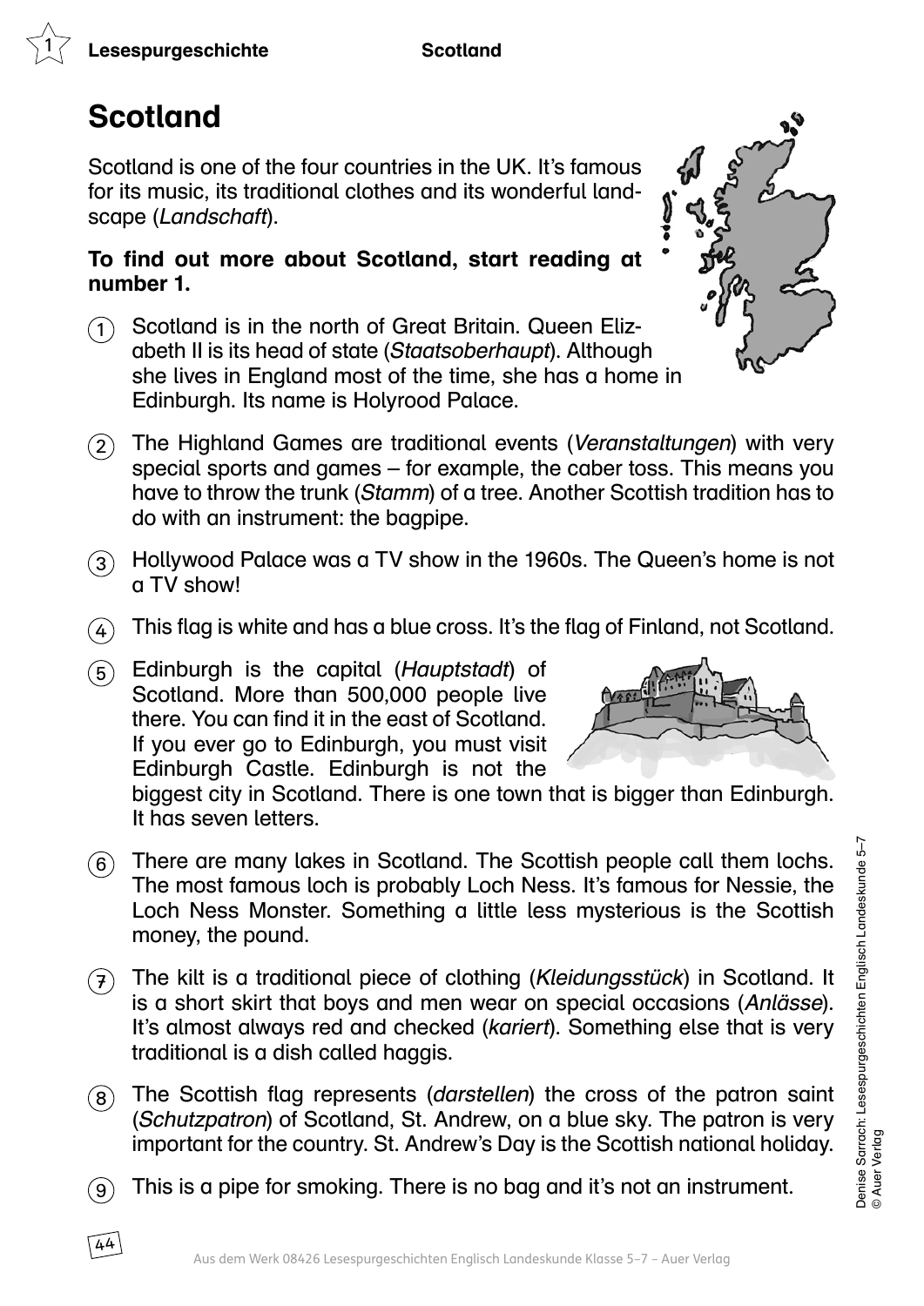# Scotland

Scotland is one of the four countries in the UK. It's famous for its music, its traditional clothes and its wonderful landscape (*Landschaft*).

**To find out more about Scotland, start reading at number 1.**

1. Scotland is in the north of Great Britain. Queen Elizabeth II is its head of state (*Staatsoberhaupt*). Although she lives in England most of the time, she has a home in Edinburgh. Its name is Holyrood Palace.

2. The Highland Games are traditional events (*Veranstaltungen*) with very special sports and games – for example, the caber toss. This means you have to throw the trunk (*Stamm*) of a tree. Another Scottish tradition has to do with an instrument: the bagpipe.

3. Hollywood Palace was a TV show in the 1960s. The Queen's home is not a TV show!

4. This flag is white and has a blue cross. It's the flag of Finland, not Scotland.

5. Edinburgh is the capital (*Hauptstadt*) of Scotland. More than 500,000 people live there. You can find it in the east of Scotland. If you ever go to Edinburgh, you must visit Edinburgh Castle. Edinburgh is not the biggest city in Scotland. There is one town that is bigger than Edinburgh. It has seven letters.

6. There are many lakes in Scotland. The Scottish people call them lochs. The most famous loch is probably Loch Ness. It's famous for Nessie, the Loch Ness Monster. Something a little less mysterious is the Scottish money, the pound.

7. The kilt is a traditional piece of clothing (*Kleidungsstück*) in Scotland. It is a short skirt that boys and men wear on special occasions (*Anlässe*). It's almost always red and checked (*kariert*). Something else that is very traditional is a dish called haggis.

8. The Scottish flag represents (*darstellen*) the cross of the patron saint (*Schutzpatron*) of Scotland, St. Andrew, on a blue sky. The patron is very important for the country. St. Andrew's Day is the Scottish national holiday.

9. This is a pipe for smoking. There is no bag and it's not an instrument.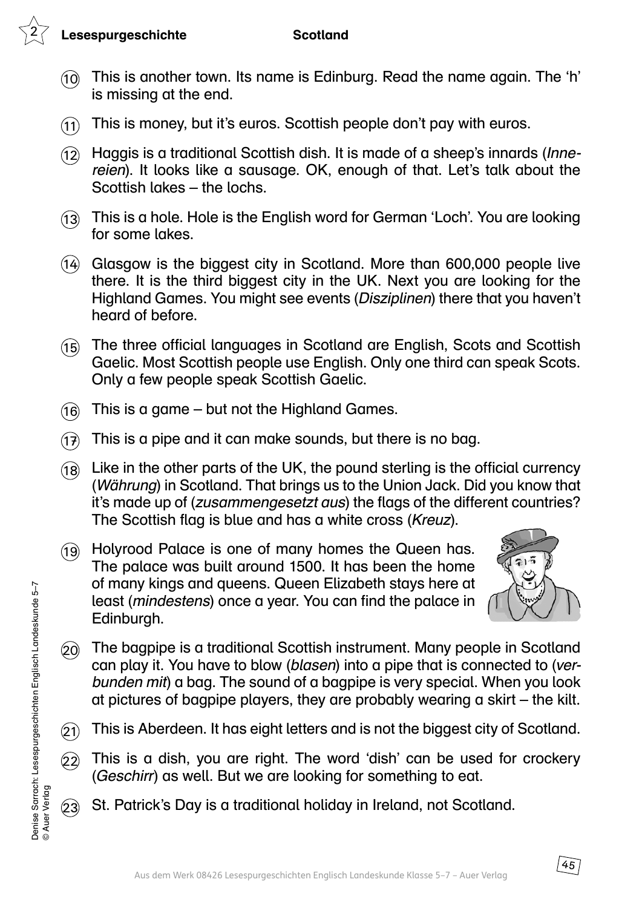**Lesespurgeschichte** **Scotland**

(10) This is another town. Its name is Edinburg. Read the name again. The 'h' is missing at the end.

(11) This is money, but it's euros. Scottish people don't pay with euros.

(12) Haggis is a traditional Scottish dish. It is made of a sheep's innards (*Innereien*). It looks like a sausage. OK, enough of that. Let's talk about the Scottish lakes – the lochs.

(13) This is a hole. Hole is the English word for German 'Loch'. You are looking for some lakes.

(14) Glasgow is the biggest city in Scotland. More than 600,000 people live there. It is the third biggest city in the UK. Next you are looking for the Highland Games. You might see events (*Disziplinen*) there that you haven't heard of before.

(15) The three official languages in Scotland are English, Scots and Scottish Gaelic. Most Scottish people use English. Only one third can speak Scots. Only a few people speak Scottish Gaelic.

(16) This is a game – but not the Highland Games.

(17) This is a pipe and it can make sounds, but there is no bag.

(18) Like in the other parts of the UK, the pound sterling is the official currency (*Währung*) in Scotland. That brings us to the Union Jack. Did you know that it's made up of (*zusammengesetzt aus*) the flags of the different countries? The Scottish flag is blue and has a white cross (*Kreuz*).

(19) Holyrood Palace is one of many homes the Queen has. The palace was built around 1500. It has been the home of many kings and queens. Queen Elizabeth stays here at least (*mindestens*) once a year. You can find the palace in Edinburgh.

(20) The bagpipe is a traditional Scottish instrument. Many people in Scotland can play it. You have to blow (*blasen*) into a pipe that is connected to (*verbunden mit*) a bag. The sound of a bagpipe is very special. When you look at pictures of bagpipe players, they are probably wearing a skirt – the kilt.

(21) This is Aberdeen. It has eight letters and is not the biggest city of Scotland.

(22) This is a dish, you are right. The word 'dish' can be used for crockery (*Geschirr*) as well. But we are looking for something to eat.

(23) St. Patrick's Day is a traditional holiday in Ireland, not Scotland.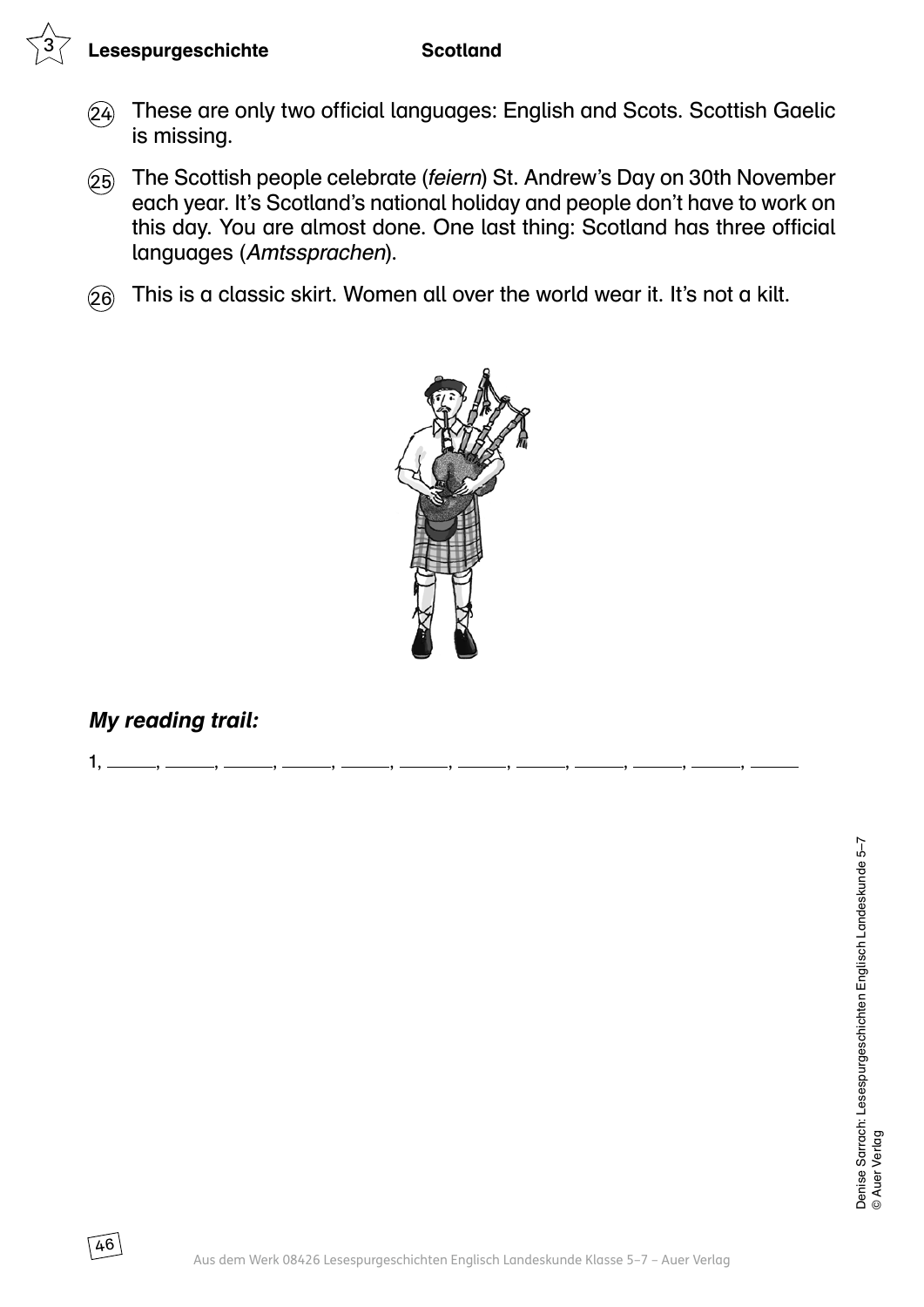24. These are only two official languages: English and Scots. Scottish Gaelic is missing.

25. The Scottish people celebrate (*feiern*) St. Andrew's Day on 30th November each year. It's Scotland's national holiday and people don't have to work on this day. You are almost done. One last thing: Scotland has three official languages (*Amtssprachen*).

26. This is a classic skirt. Women all over the world wear it. It's not a kilt.

***My reading trail:***

1, ____, ____, ____, ____, ____, ____, ____, ____, ____, ____, ____, ____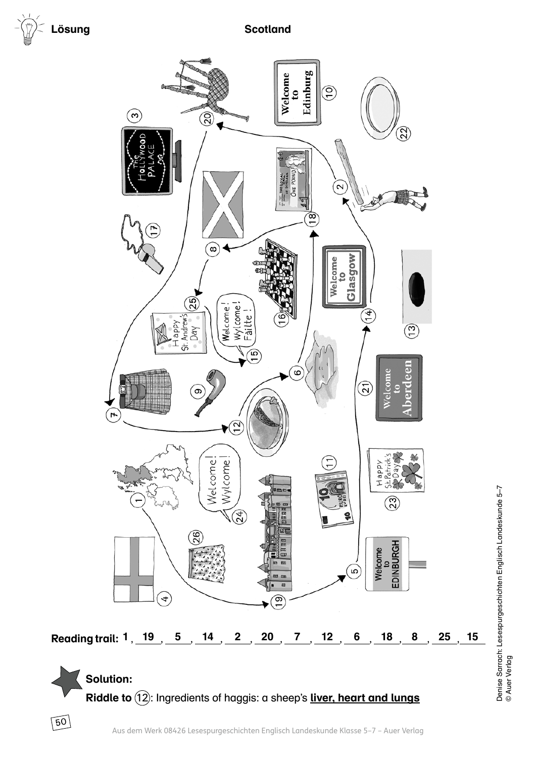Lösung

# Scotland

Reading trail: 1, 19, 5, 14, 2, 20, 7, 12, 6, 18, 8, 25, 15

**Solution:**

**Riddle to (12)**: Ingredients of haggis: a sheep's **liver, heart and lungs**

Denise Sarrach: Lesespurgeschichten Englisch Landeskunde 5–7
© Auer Verlag

Aus dem Werk 08426 Lesespurgeschichten Englisch Landeskunde Klasse 5–7 – Auer Verlag